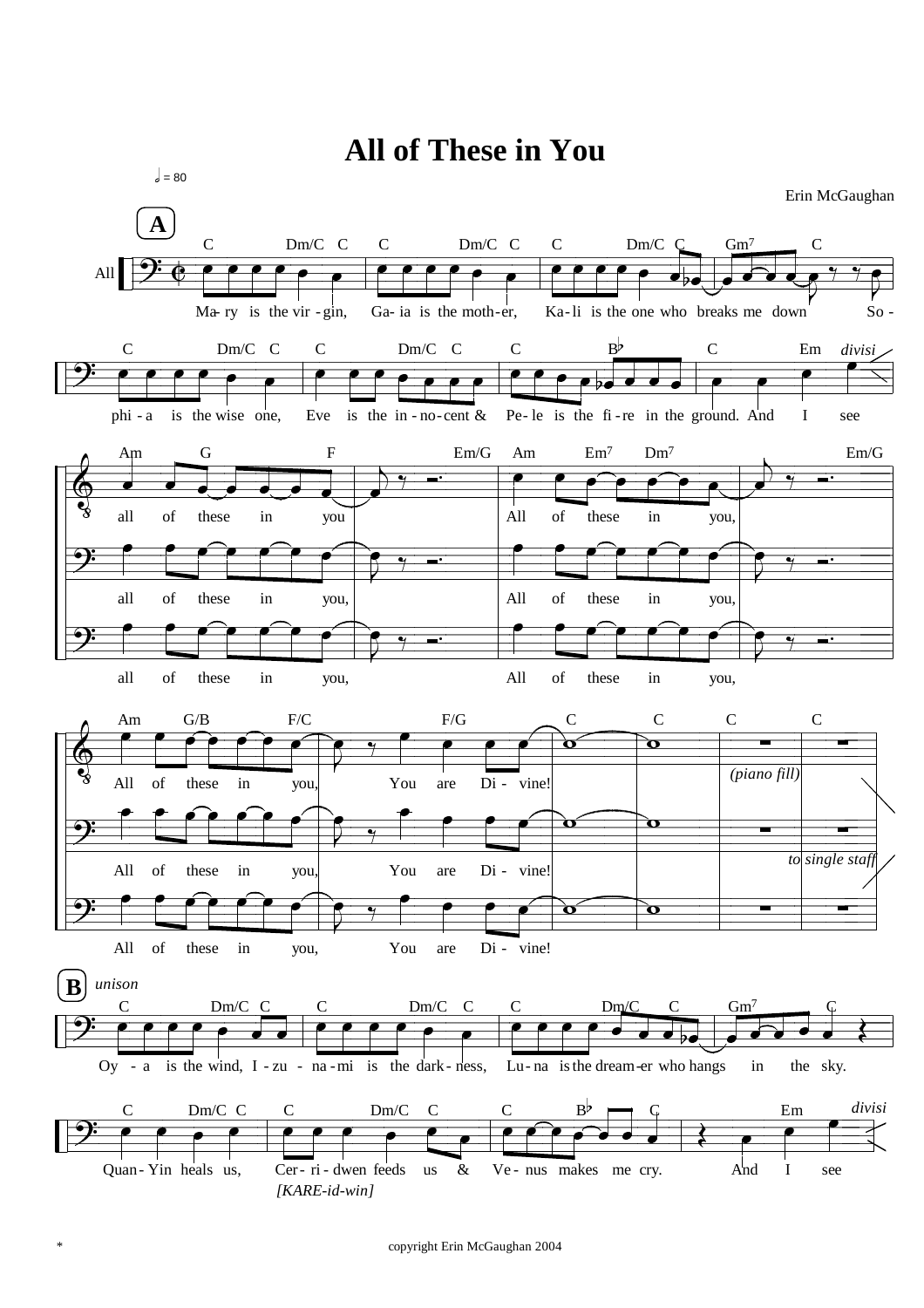# All of These in You

Erin McGaughan

𝅗𝅥 = 80

**A**

Ma-ry is the vir-gin, Ga-ia is the moth-er, Ka-li is the one who breaks me down So-phi-a is the wise one, Eve is the in-no-cent & Pe-le is the fi-re in the ground. And I see

*divisi*

all of these in you, All of these in you,

All of these in you, You are Di-vine!

*(piano fill)*

*to single staff*

**B** *unison*

Oy-a is the wind, I-zu-na-mi is the dark-ness, Lu-na is the dream-er who hangs in the sky.

Quan-Yin heals us, Cer-ri-dwen feeds us & Ve-nus makes me cry. And I see

*[KARE-id-win]*

*divisi*

\* copyright Erin McGaughan 2004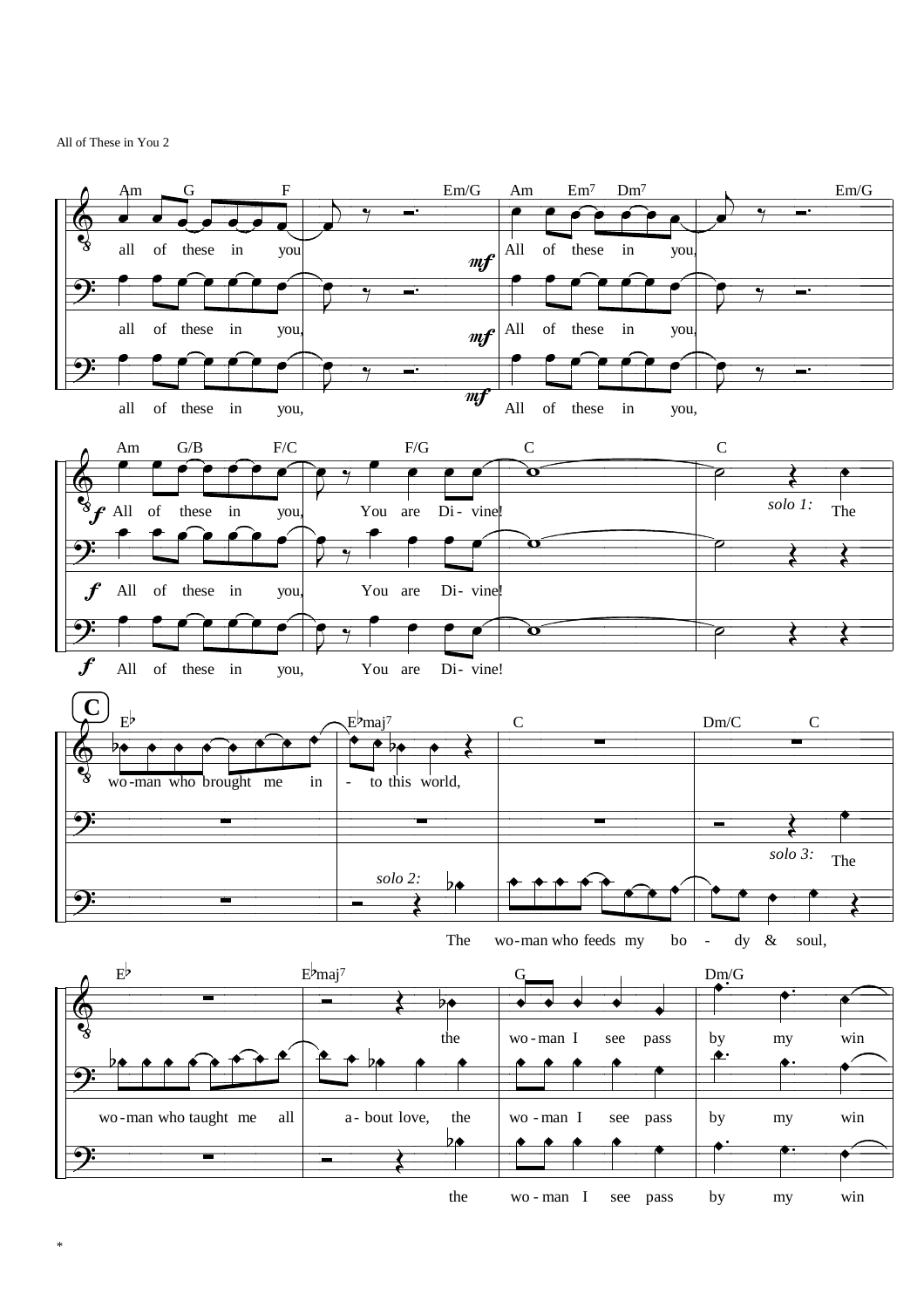Am G F Em/G Am Em7 Dm7 Em/G

all of these in you — *mf* All of these in you,

all of these in you, — *mf* All of these in you,

all of these in you, — *mf* All of these in you,

Am G/B F/C F/G C C

*f* All of these in you, You are Di - vine! *solo 1:* The

*f* All of these in you, You are Di - vine!

*f* All of these in you, You are Di - vine!

**C**

E♭ E♭maj7 C Dm/C C

wo - man who brought me in - to this world,

*solo 3:* The

*solo 2:* The wo - man who feeds my bo - dy & soul,

E♭ E♭maj7 G Dm/G

the wo - man I see pass by my win

wo - man who taught me all a - bout love, the wo - man I see pass by my win

the wo - man I see pass by my win

*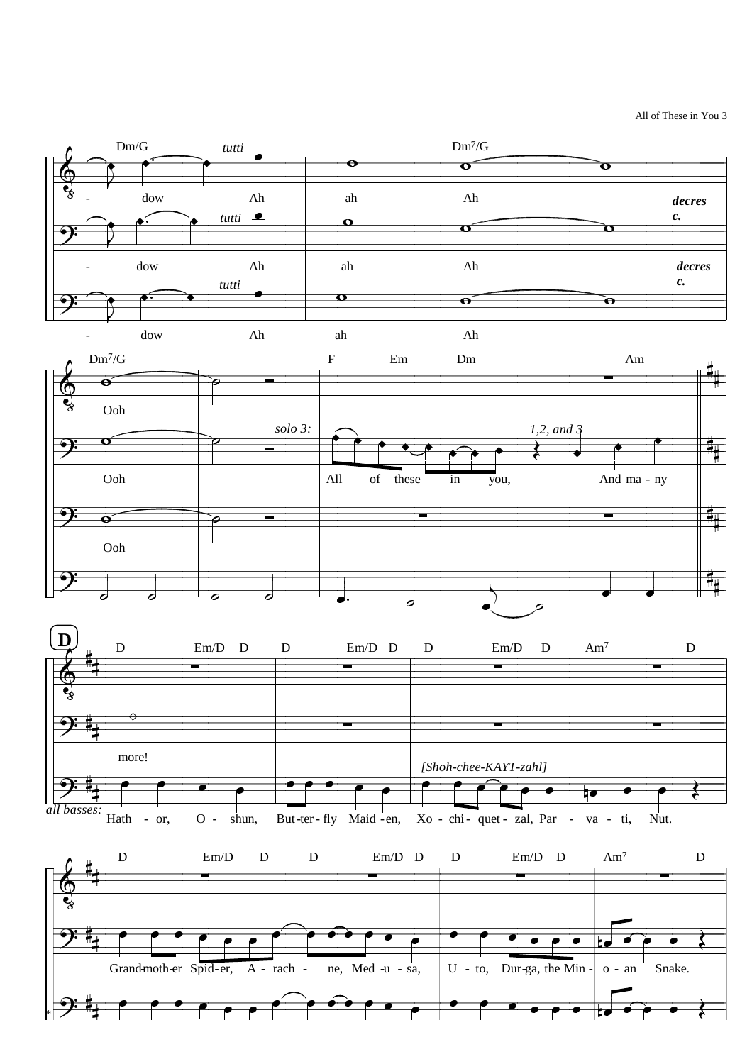Dm/G *tutti* Dm7/G

- dow Ah ah Ah *decresc.*

*tutti*

- dow Ah ah Ah *decresc.*

*tutti*

- dow Ah ah Ah

Dm7/G F Em Dm Am

Ooh

*solo 3:* *1,2, and 3*

Ooh All of these in you, And ma - ny

Ooh

**D**

D Em/D D D Em/D D D Em/D D Am7 D

more!

*[Shoh-chee-KAYT-zahl]*

*all basses:* Hath - or, O - shun, But-ter-fly Maid-en, Xo - chi - quet - zal, Par - va - ti, Nut.

D Em/D D D Em/D D D Em/D D Am7 D

Grand-moth-er Spid-er, A - rach - ne, Med-u - sa, U - to, Dur-ga, the Min - o - an Snake.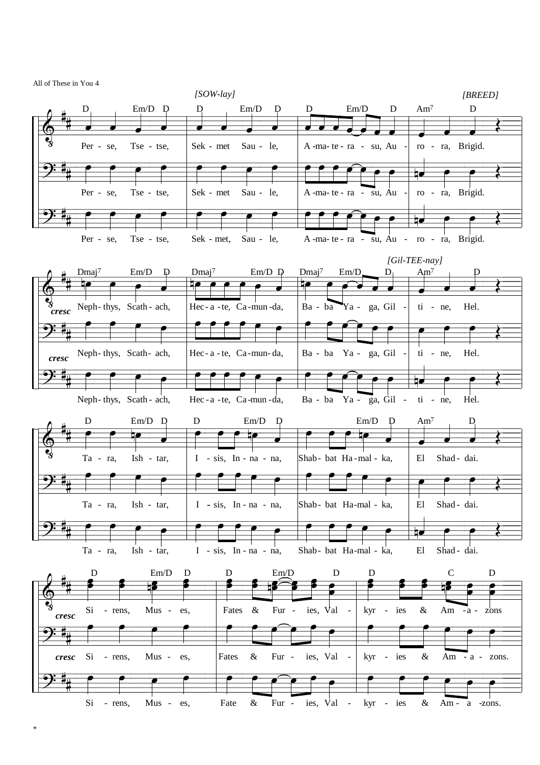*[SOW-lay]* *[BREED]*

D Em/D D D Em/D D D Em/D D Am7 D

Per - se, Tse - tse, Sek - met Sau - le, A -ma- te - ra - su, Au - ro - ra, Brigid.

Per - se, Tse - tse, Sek - met Sau - le, A -ma- te - ra - su, Au - ro - ra, Brigid.

Per - se, Tse - tse, Sek - met, Sau - le, A -ma- te - ra - su, Au - ro - ra, Brigid.

*[Gil-TEE-nay]*

Dmaj7 Em/D D Dmaj7 Em/D D Dmaj7 Em/D D Am7 D

*cresc*

Neph- thys, Scath - ach, Hec - a - te, Ca -mun -da, Ba - ba Ya - ga, Gil - ti - ne, Hel.

*cresc*

Neph- thys, Scath- ach, Hec - a - te, Ca -mun- da, Ba - ba Ya - ga, Gil - ti - ne, Hel.

Neph- thys, Scath - ach, Hec - a - te, Ca -mun -da, Ba - ba Ya - ga, Gil - ti - ne, Hel.

D Em/D D D Em/D D Em/D D Am7 D

Ta - ra, Ish - tar, I - sis, In - na - na, Shab- bat Ha -mal - ka, El Shad - dai.

Ta - ra, Ish - tar, I - sis, In - na - na, Shab- bat Ha-mal - ka, El Shad - dai.

Ta - ra, Ish - tar, I - sis, In - na - na, Shab- bat Ha-mal - ka, El Shad - dai.

D Em/D D D Em/D D D C D

*cresc*

Si - rens, Mus - es, Fates & Fur - ies, Val - kyr - ies & Am - a - zons

*cresc*

Si - rens, Mus - es, Fates & Fur - ies, Val - kyr - ies & Am - a - zons.

Si - rens, Mus - es, Fate & Fur - ies, Val - kyr - ies & Am - a -zons.

*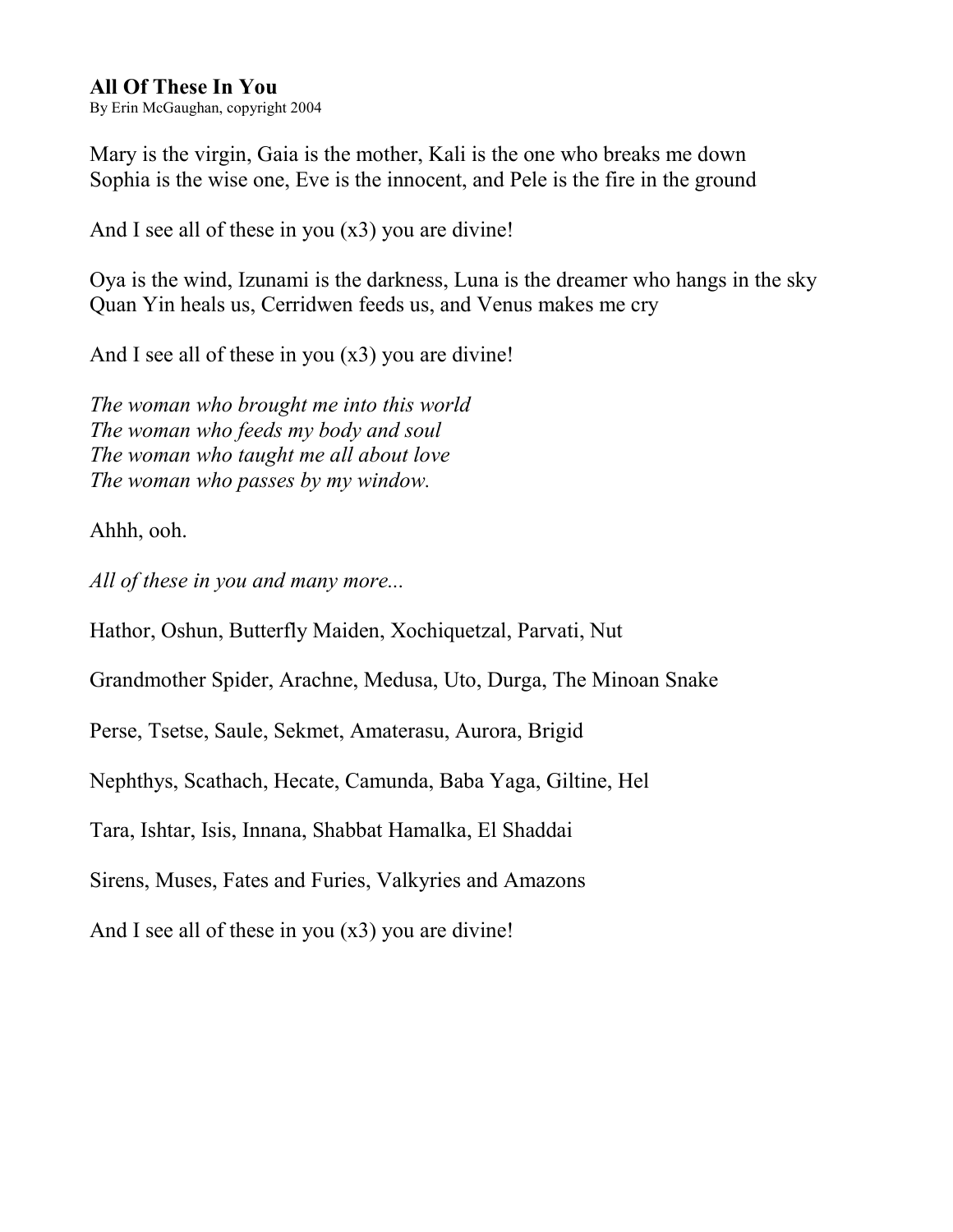**All Of These In You**

By Erin McGaughan, copyright 2004

Mary is the virgin, Gaia is the mother, Kali is the one who breaks me down
Sophia is the wise one, Eve is the innocent, and Pele is the fire in the ground

And I see all of these in you (x3) you are divine!

Oya is the wind, Izunami is the darkness, Luna is the dreamer who hangs in the sky
Quan Yin heals us, Cerridwen feeds us, and Venus makes me cry

And I see all of these in you (x3) you are divine!

*The woman who brought me into this world*
*The woman who feeds my body and soul*
*The woman who taught me all about love*
*The woman who passes by my window.*

Ahhh, ooh.

*All of these in you and many more...*

Hathor, Oshun, Butterfly Maiden, Xochiquetzal, Parvati, Nut

Grandmother Spider, Arachne, Medusa, Uto, Durga, The Minoan Snake

Perse, Tsetse, Saule, Sekmet, Amaterasu, Aurora, Brigid

Nephthys, Scathach, Hecate, Camunda, Baba Yaga, Giltine, Hel

Tara, Ishtar, Isis, Innana, Shabbat Hamalka, El Shaddai

Sirens, Muses, Fates and Furies, Valkyries and Amazons

And I see all of these in you (x3) you are divine!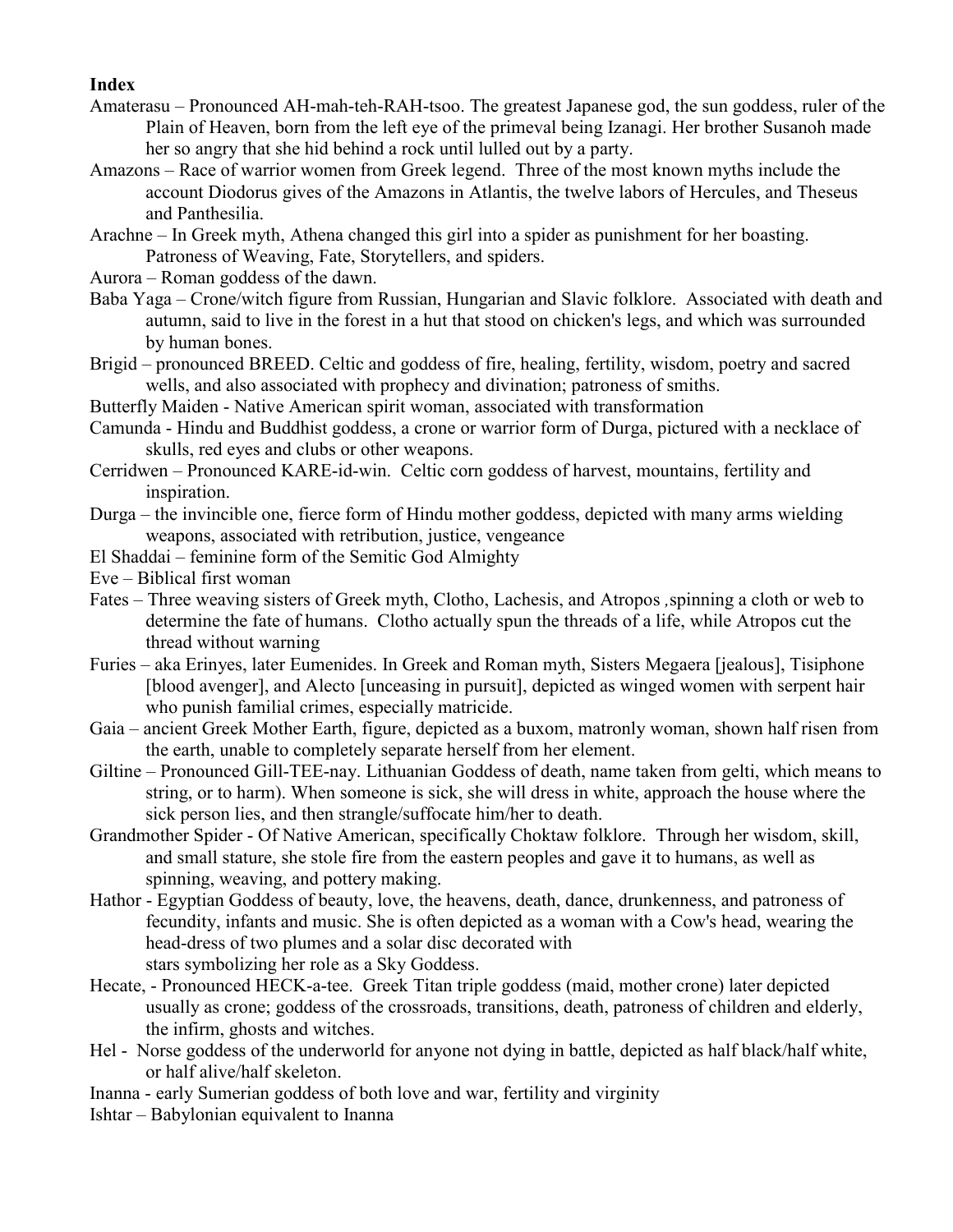**Index**

Amaterasu – Pronounced AH-mah-teh-RAH-tsoo. The greatest Japanese god, the sun goddess, ruler of the Plain of Heaven, born from the left eye of the primeval being Izanagi. Her brother Susanoh made her so angry that she hid behind a rock until lulled out by a party.

Amazons – Race of warrior women from Greek legend. Three of the most known myths include the account Diodorus gives of the Amazons in Atlantis, the twelve labors of Hercules, and Theseus and Panthesilia.

Arachne – In Greek myth, Athena changed this girl into a spider as punishment for her boasting. Patroness of Weaving, Fate, Storytellers, and spiders.

Aurora – Roman goddess of the dawn.

Baba Yaga – Crone/witch figure from Russian, Hungarian and Slavic folklore. Associated with death and autumn, said to live in the forest in a hut that stood on chicken's legs, and which was surrounded by human bones.

Brigid – pronounced BREED. Celtic and goddess of fire, healing, fertility, wisdom, poetry and sacred wells, and also associated with prophecy and divination; patroness of smiths.

Butterfly Maiden - Native American spirit woman, associated with transformation

Camunda - Hindu and Buddhist goddess, a crone or warrior form of Durga, pictured with a necklace of skulls, red eyes and clubs or other weapons.

Cerridwen – Pronounced KARE-id-win. Celtic corn goddess of harvest, mountains, fertility and inspiration.

Durga – the invincible one, fierce form of Hindu mother goddess, depicted with many arms wielding weapons, associated with retribution, justice, vengeance

El Shaddai – feminine form of the Semitic God Almighty

Eve – Biblical first woman

Fates – Three weaving sisters of Greek myth, Clotho, Lachesis, and Atropos ,spinning a cloth or web to determine the fate of humans. Clotho actually spun the threads of a life, while Atropos cut the thread without warning

Furies – aka Erinyes, later Eumenides. In Greek and Roman myth, Sisters Megaera [jealous], Tisiphone [blood avenger], and Alecto [unceasing in pursuit], depicted as winged women with serpent hair who punish familial crimes, especially matricide.

Gaia – ancient Greek Mother Earth, figure, depicted as a buxom, matronly woman, shown half risen from the earth, unable to completely separate herself from her element.

Giltine – Pronounced Gill-TEE-nay. Lithuanian Goddess of death, name taken from gelti, which means to string, or to harm). When someone is sick, she will dress in white, approach the house where the sick person lies, and then strangle/suffocate him/her to death.

Grandmother Spider - Of Native American, specifically Choktaw folklore. Through her wisdom, skill, and small stature, she stole fire from the eastern peoples and gave it to humans, as well as spinning, weaving, and pottery making.

Hathor - Egyptian Goddess of beauty, love, the heavens, death, dance, drunkenness, and patroness of fecundity, infants and music. She is often depicted as a woman with a Cow's head, wearing the head-dress of two plumes and a solar disc decorated with stars symbolizing her role as a Sky Goddess.

Hecate, - Pronounced HECK-a-tee. Greek Titan triple goddess (maid, mother crone) later depicted usually as crone; goddess of the crossroads, transitions, death, patroness of children and elderly, the infirm, ghosts and witches.

Hel - Norse goddess of the underworld for anyone not dying in battle, depicted as half black/half white, or half alive/half skeleton.

Inanna - early Sumerian goddess of both love and war, fertility and virginity

Ishtar – Babylonian equivalent to Inanna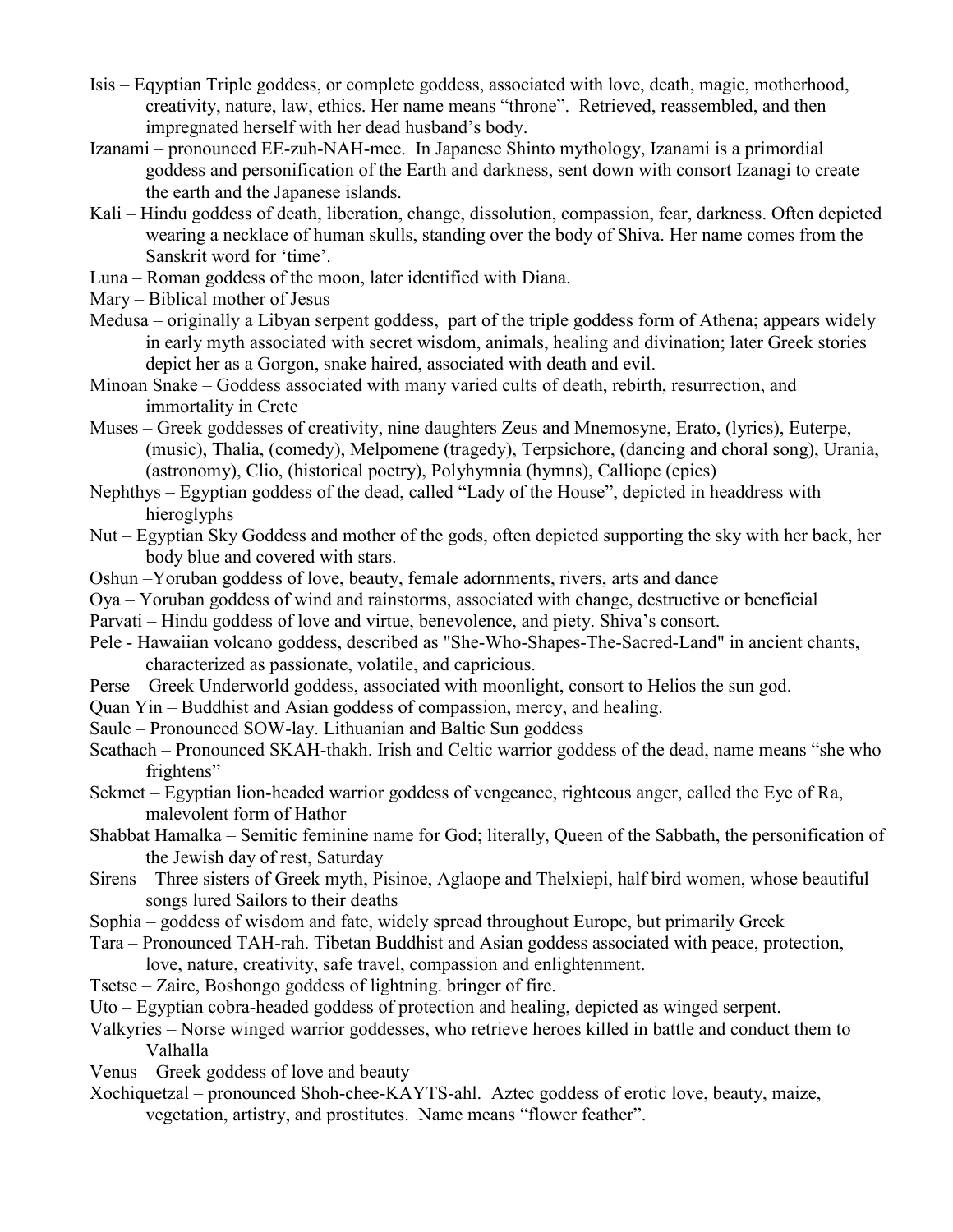Isis – Eqyptian Triple goddess, or complete goddess, associated with love, death, magic, motherhood, creativity, nature, law, ethics. Her name means "throne". Retrieved, reassembled, and then impregnated herself with her dead husband's body.

Izanami – pronounced EE-zuh-NAH-mee. In Japanese Shinto mythology, Izanami is a primordial goddess and personification of the Earth and darkness, sent down with consort Izanagi to create the earth and the Japanese islands.

Kali – Hindu goddess of death, liberation, change, dissolution, compassion, fear, darkness. Often depicted wearing a necklace of human skulls, standing over the body of Shiva. Her name comes from the Sanskrit word for 'time'.

Luna – Roman goddess of the moon, later identified with Diana.

Mary – Biblical mother of Jesus

Medusa – originally a Libyan serpent goddess, part of the triple goddess form of Athena; appears widely in early myth associated with secret wisdom, animals, healing and divination; later Greek stories depict her as a Gorgon, snake haired, associated with death and evil.

Minoan Snake – Goddess associated with many varied cults of death, rebirth, resurrection, and immortality in Crete

Muses – Greek goddesses of creativity, nine daughters Zeus and Mnemosyne, Erato, (lyrics), Euterpe, (music), Thalia, (comedy), Melpomene (tragedy), Terpsichore, (dancing and choral song), Urania, (astronomy), Clio, (historical poetry), Polyhymnia (hymns), Calliope (epics)

Nephthys – Egyptian goddess of the dead, called "Lady of the House", depicted in headdress with hieroglyphs

Nut – Egyptian Sky Goddess and mother of the gods, often depicted supporting the sky with her back, her body blue and covered with stars.

Oshun –Yoruban goddess of love, beauty, female adornments, rivers, arts and dance

Oya – Yoruban goddess of wind and rainstorms, associated with change, destructive or beneficial

Parvati – Hindu goddess of love and virtue, benevolence, and piety. Shiva's consort.

Pele - Hawaiian volcano goddess, described as "She-Who-Shapes-The-Sacred-Land" in ancient chants, characterized as passionate, volatile, and capricious.

Perse – Greek Underworld goddess, associated with moonlight, consort to Helios the sun god.

Quan Yin – Buddhist and Asian goddess of compassion, mercy, and healing.

Saule – Pronounced SOW-lay. Lithuanian and Baltic Sun goddess

Scathach – Pronounced SKAH-thakh. Irish and Celtic warrior goddess of the dead, name means "she who frightens"

Sekmet – Egyptian lion-headed warrior goddess of vengeance, righteous anger, called the Eye of Ra, malevolent form of Hathor

Shabbat Hamalka – Semitic feminine name for God; literally, Queen of the Sabbath, the personification of the Jewish day of rest, Saturday

Sirens – Three sisters of Greek myth, Pisinoe, Aglaope and Thelxiepi, half bird women, whose beautiful songs lured Sailors to their deaths

Sophia – goddess of wisdom and fate, widely spread throughout Europe, but primarily Greek

Tara – Pronounced TAH-rah. Tibetan Buddhist and Asian goddess associated with peace, protection, love, nature, creativity, safe travel, compassion and enlightenment.

Tsetse – Zaire, Boshongo goddess of lightning. bringer of fire.

Uto – Egyptian cobra-headed goddess of protection and healing, depicted as winged serpent.

Valkyries – Norse winged warrior goddesses, who retrieve heroes killed in battle and conduct them to Valhalla

Venus – Greek goddess of love and beauty

Xochiquetzal – pronounced Shoh-chee-KAYTS-ahl. Aztec goddess of erotic love, beauty, maize, vegetation, artistry, and prostitutes. Name means "flower feather".